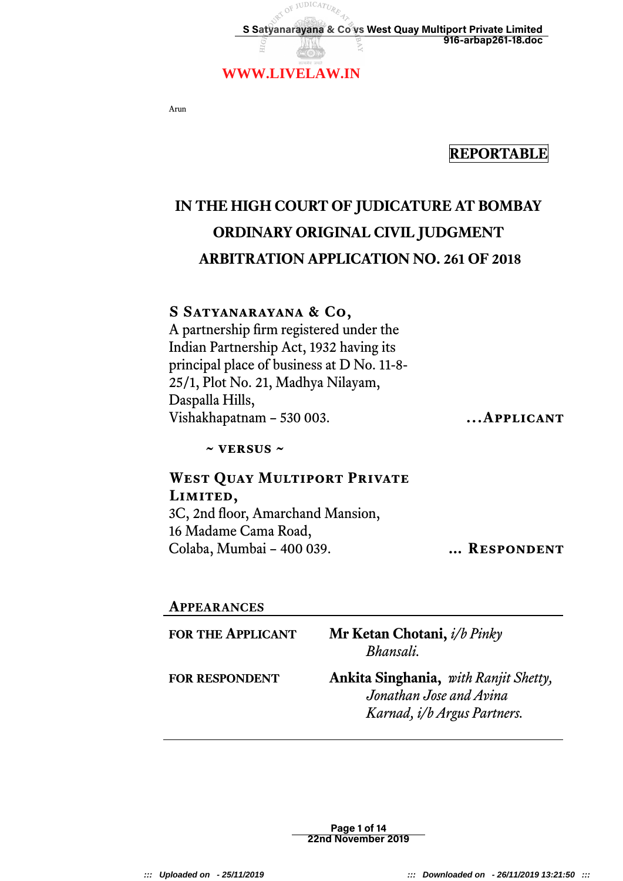Arun

**REPORTABLE**

# IN THE HIGH COURT OF JUDICATURE AT BOMBAY
## ORDINARY ORIGINAL CIVIL JUDGMENT
## ARBITRATION APPLICATION NO. 261 OF 2018

**S Satyanarayana & Co,**
A partnership firm registered under the Indian Partnership Act, 1932 having its principal place of business at D No. 11-8-25/1, Plot No. 21, Madhya Nilayam, Daspalla Hills,
Vishakhapatnam – 530 003. **...Applicant**

**~ versus ~**

**West Quay Multiport Private Limited,**
3C, 2nd floor, Amarchand Mansion,
16 Madame Cama Road,
Colaba, Mumbai – 400 039. **... Respondent**

**Appearances**

| | |
|---|---|
| **For the Applicant** | **Mr Ketan Chotani,** *i/b Pinky Bhansali.* |
| **For Respondent** | **Ankita Singhania,** *with Ranjit Shetty, Jonathan Jose and Avina Karnad, i/b Argus Partners.* |

22nd November 2019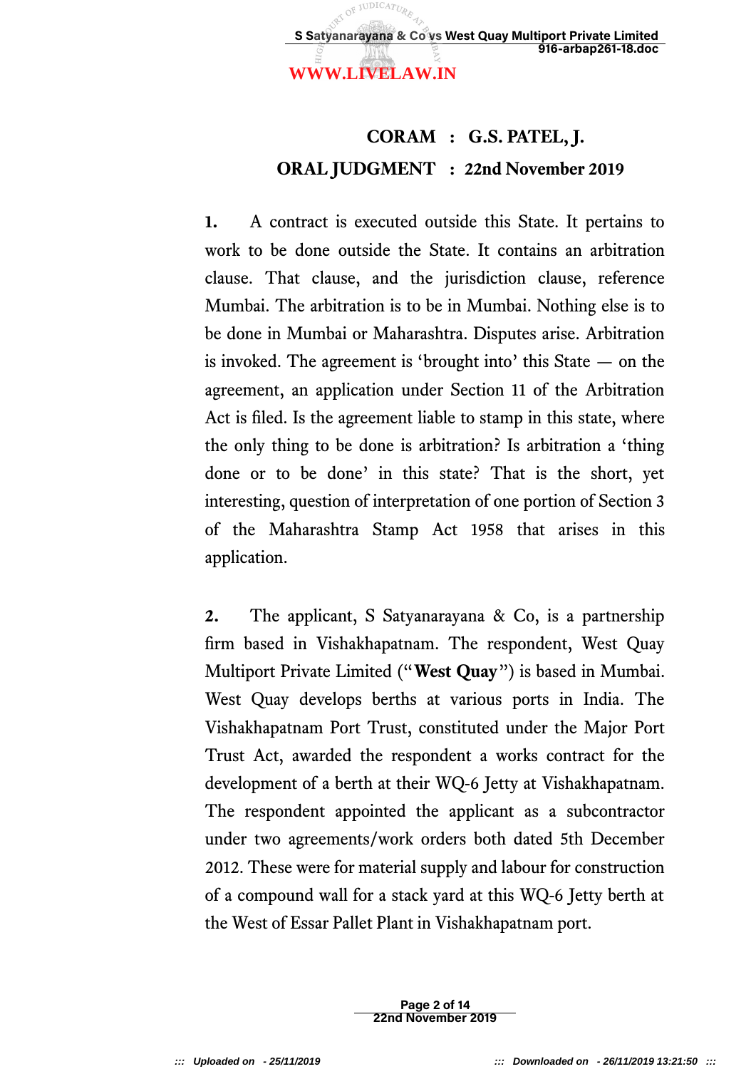**CORAM : G.S. PATEL, J.**

**ORAL JUDGMENT : 22nd November 2019**

**1.** A contract is executed outside this State. It pertains to work to be done outside the State. It contains an arbitration clause. That clause, and the jurisdiction clause, reference Mumbai. The arbitration is to be in Mumbai. Nothing else is to be done in Mumbai or Maharashtra. Disputes arise. Arbitration is invoked. The agreement is 'brought into' this State — on the agreement, an application under Section 11 of the Arbitration Act is filed. Is the agreement liable to stamp in this state, where the only thing to be done is arbitration? Is arbitration a 'thing done or to be done' in this state? That is the short, yet interesting, question of interpretation of one portion of Section 3 of the Maharashtra Stamp Act 1958 that arises in this application.

**2.** The applicant, S Satyanarayana & Co, is a partnership firm based in Vishakhapatnam. The respondent, West Quay Multiport Private Limited ("**West Quay**") is based in Mumbai. West Quay develops berths at various ports in India. The Vishakhapatnam Port Trust, constituted under the Major Port Trust Act, awarded the respondent a works contract for the development of a berth at their WQ-6 Jetty at Vishakhapatnam. The respondent appointed the applicant as a subcontractor under two agreements/work orders both dated 5th December 2012. These were for material supply and labour for construction of a compound wall for a stack yard at this WQ-6 Jetty berth at the West of Essar Pallet Plant in Vishakhapatnam port.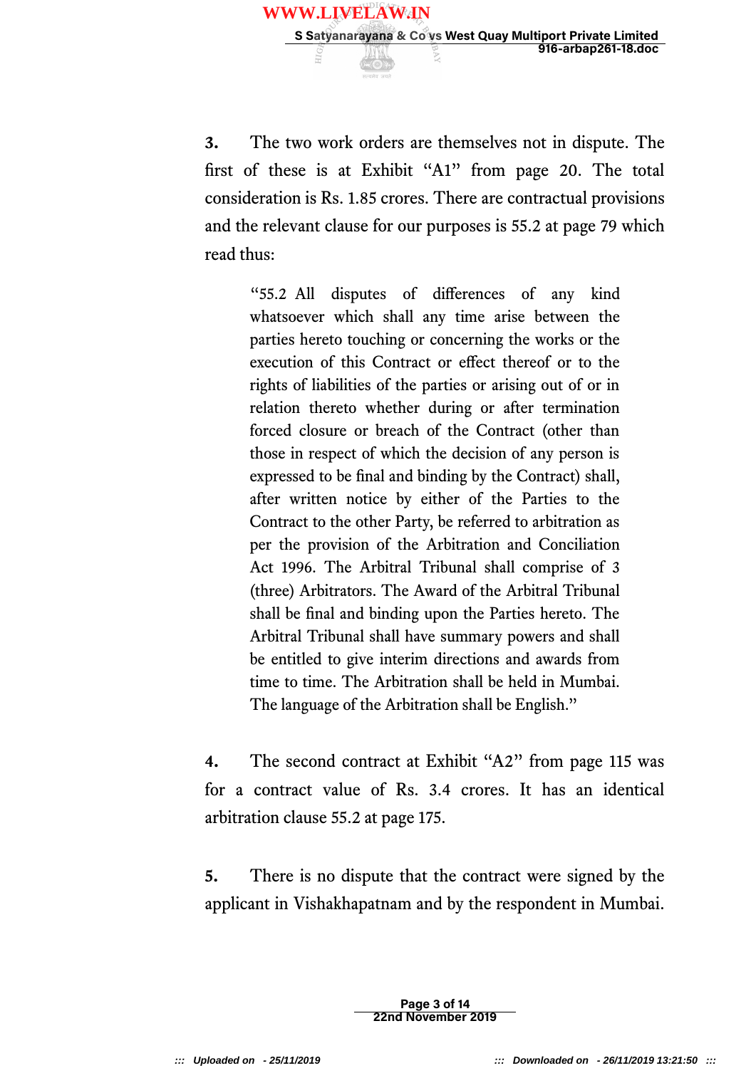**3.** The two work orders are themselves not in dispute. The first of these is at Exhibit "A1" from page 20. The total consideration is Rs. 1.85 crores. There are contractual provisions and the relevant clause for our purposes is 55.2 at page 79 which read thus:

> "55.2 All disputes of differences of any kind whatsoever which shall any time arise between the parties hereto touching or concerning the works or the execution of this Contract or effect thereof or to the rights of liabilities of the parties or arising out of or in relation thereto whether during or after termination forced closure or breach of the Contract (other than those in respect of which the decision of any person is expressed to be final and binding by the Contract) shall, after written notice by either of the Parties to the Contract to the other Party, be referred to arbitration as per the provision of the Arbitration and Conciliation Act 1996. The Arbitral Tribunal shall comprise of 3 (three) Arbitrators. The Award of the Arbitral Tribunal shall be final and binding upon the Parties hereto. The Arbitral Tribunal shall have summary powers and shall be entitled to give interim directions and awards from time to time. The Arbitration shall be held in Mumbai. The language of the Arbitration shall be English."

**4.** The second contract at Exhibit "A2" from page 115 was for a contract value of Rs. 3.4 crores. It has an identical arbitration clause 55.2 at page 175.

**5.** There is no dispute that the contract were signed by the applicant in Vishakhapatnam and by the respondent in Mumbai.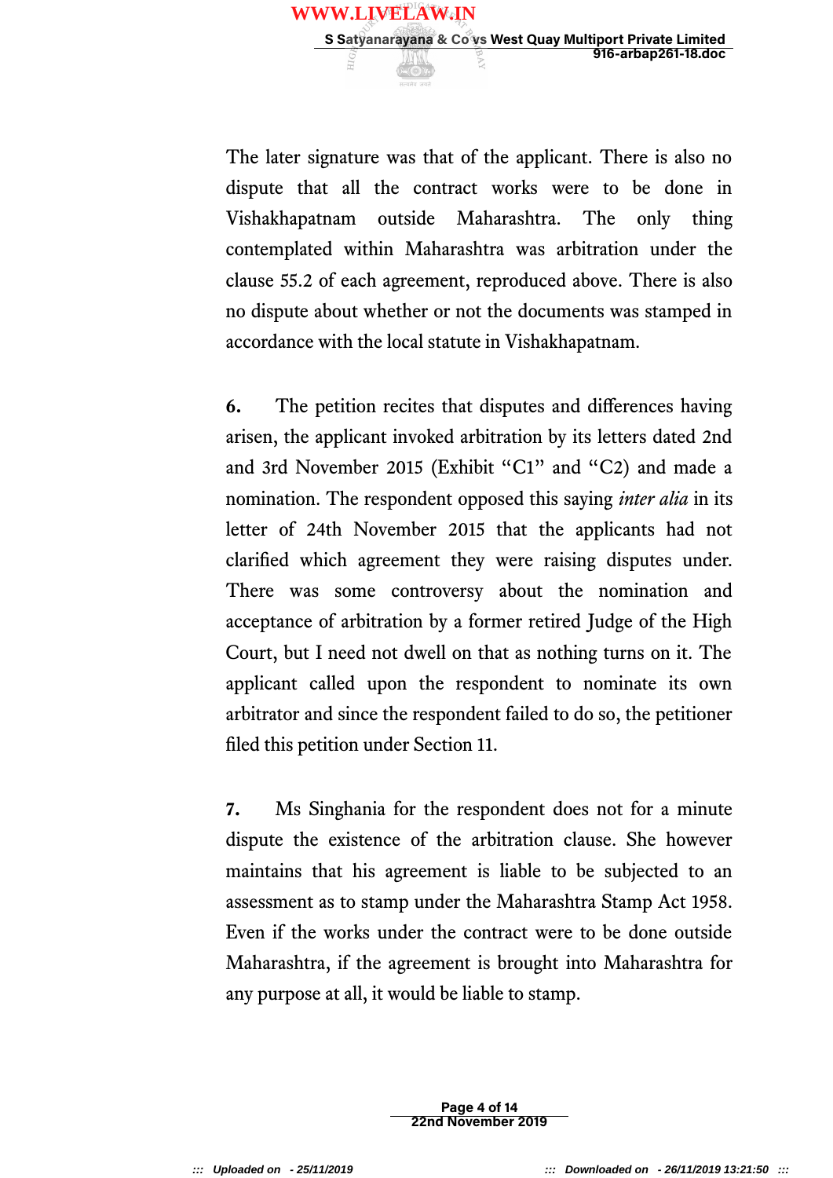The later signature was that of the applicant. There is also no dispute that all the contract works were to be done in Vishakhapatnam outside Maharashtra. The only thing contemplated within Maharashtra was arbitration under the clause 55.2 of each agreement, reproduced above. There is also no dispute about whether or not the documents was stamped in accordance with the local statute in Vishakhapatnam.

**6.** The petition recites that disputes and differences having arisen, the applicant invoked arbitration by its letters dated 2nd and 3rd November 2015 (Exhibit "C1" and "C2) and made a nomination. The respondent opposed this saying *inter alia* in its letter of 24th November 2015 that the applicants had not clarified which agreement they were raising disputes under. There was some controversy about the nomination and acceptance of arbitration by a former retired Judge of the High Court, but I need not dwell on that as nothing turns on it. The applicant called upon the respondent to nominate its own arbitrator and since the respondent failed to do so, the petitioner filed this petition under Section 11.

**7.** Ms Singhania for the respondent does not for a minute dispute the existence of the arbitration clause. She however maintains that his agreement is liable to be subjected to an assessment as to stamp under the Maharashtra Stamp Act 1958. Even if the works under the contract were to be done outside Maharashtra, if the agreement is brought into Maharashtra for any purpose at all, it would be liable to stamp.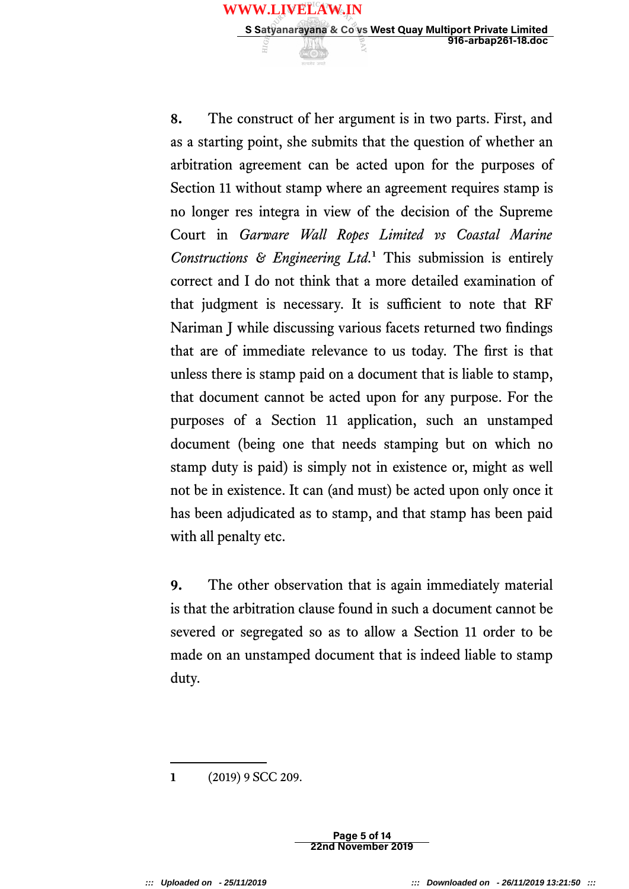**8.** The construct of her argument is in two parts. First, and as a starting point, she submits that the question of whether an arbitration agreement can be acted upon for the purposes of Section 11 without stamp where an agreement requires stamp is no longer res integra in view of the decision of the Supreme Court in *Garware Wall Ropes Limited vs Coastal Marine Constructions & Engineering Ltd.*[1] This submission is entirely correct and I do not think that a more detailed examination of that judgment is necessary. It is sufficient to note that RF Nariman J while discussing various facets returned two findings that are of immediate relevance to us today. The first is that unless there is stamp paid on a document that is liable to stamp, that document cannot be acted upon for any purpose. For the purposes of a Section 11 application, such an unstamped document (being one that needs stamping but on which no stamp duty is paid) is simply not in existence or, might as well not be in existence. It can (and must) be acted upon only once it has been adjudicated as to stamp, and that stamp has been paid with all penalty etc.

**9.** The other observation that is again immediately material is that the arbitration clause found in such a document cannot be severed or segregated so as to allow a Section 11 order to be made on an unstamped document that is indeed liable to stamp duty.

---

1 (2019) 9 SCC 209.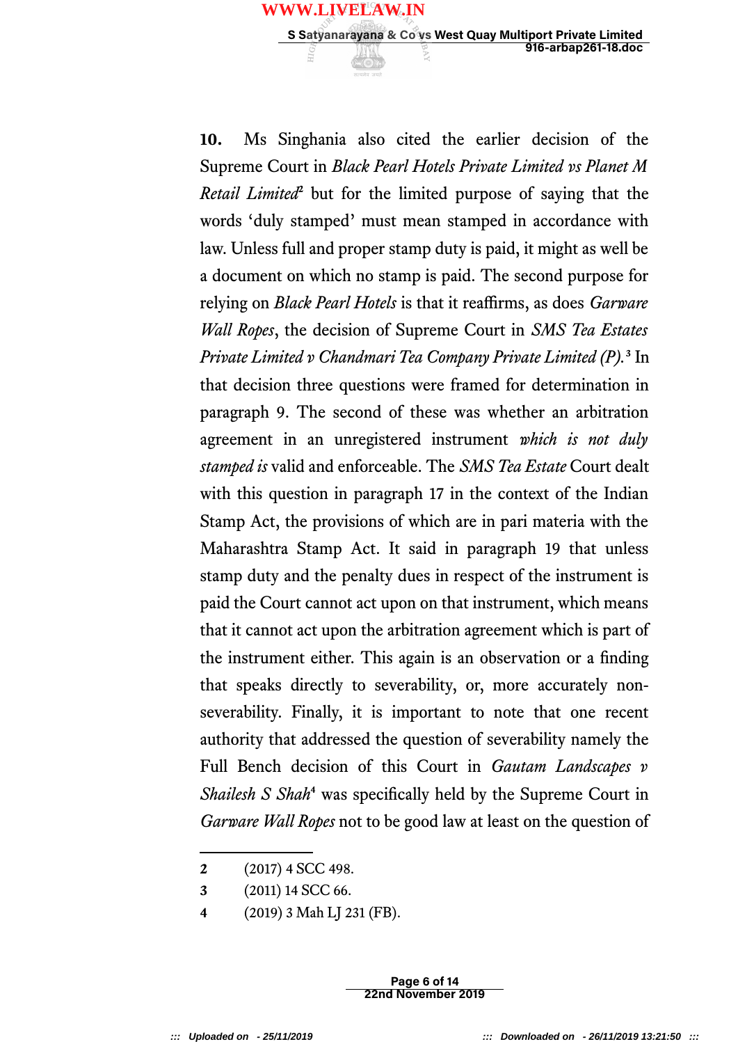**10.** Ms Singhania also cited the earlier decision of the Supreme Court in *Black Pearl Hotels Private Limited vs Planet M Retail Limited*[2] but for the limited purpose of saying that the words 'duly stamped' must mean stamped in accordance with law. Unless full and proper stamp duty is paid, it might as well be a document on which no stamp is paid. The second purpose for relying on *Black Pearl Hotels* is that it reaffirms, as does *Garware Wall Ropes*, the decision of Supreme Court in *SMS Tea Estates Private Limited v Chandmari Tea Company Private Limited (P).*[3] In that decision three questions were framed for determination in paragraph 9. The second of these was whether an arbitration agreement in an unregistered instrument *which is not duly stamped is* valid and enforceable. The *SMS Tea Estate* Court dealt with this question in paragraph 17 in the context of the Indian Stamp Act, the provisions of which are in pari materia with the Maharashtra Stamp Act. It said in paragraph 19 that unless stamp duty and the penalty dues in respect of the instrument is paid the Court cannot act upon on that instrument, which means that it cannot act upon the arbitration agreement which is part of the instrument either. This again is an observation or a finding that speaks directly to severability, or, more accurately non-severability. Finally, it is important to note that one recent authority that addressed the question of severability namely the Full Bench decision of this Court in *Gautam Landscapes v Shailesh S Shah*[4] was specifically held by the Supreme Court in *Garware Wall Ropes* not to be good law at least on the question of

---

**2** (2017) 4 SCC 498.

**3** (2011) 14 SCC 66.

**4** (2019) 3 Mah LJ 231 (FB).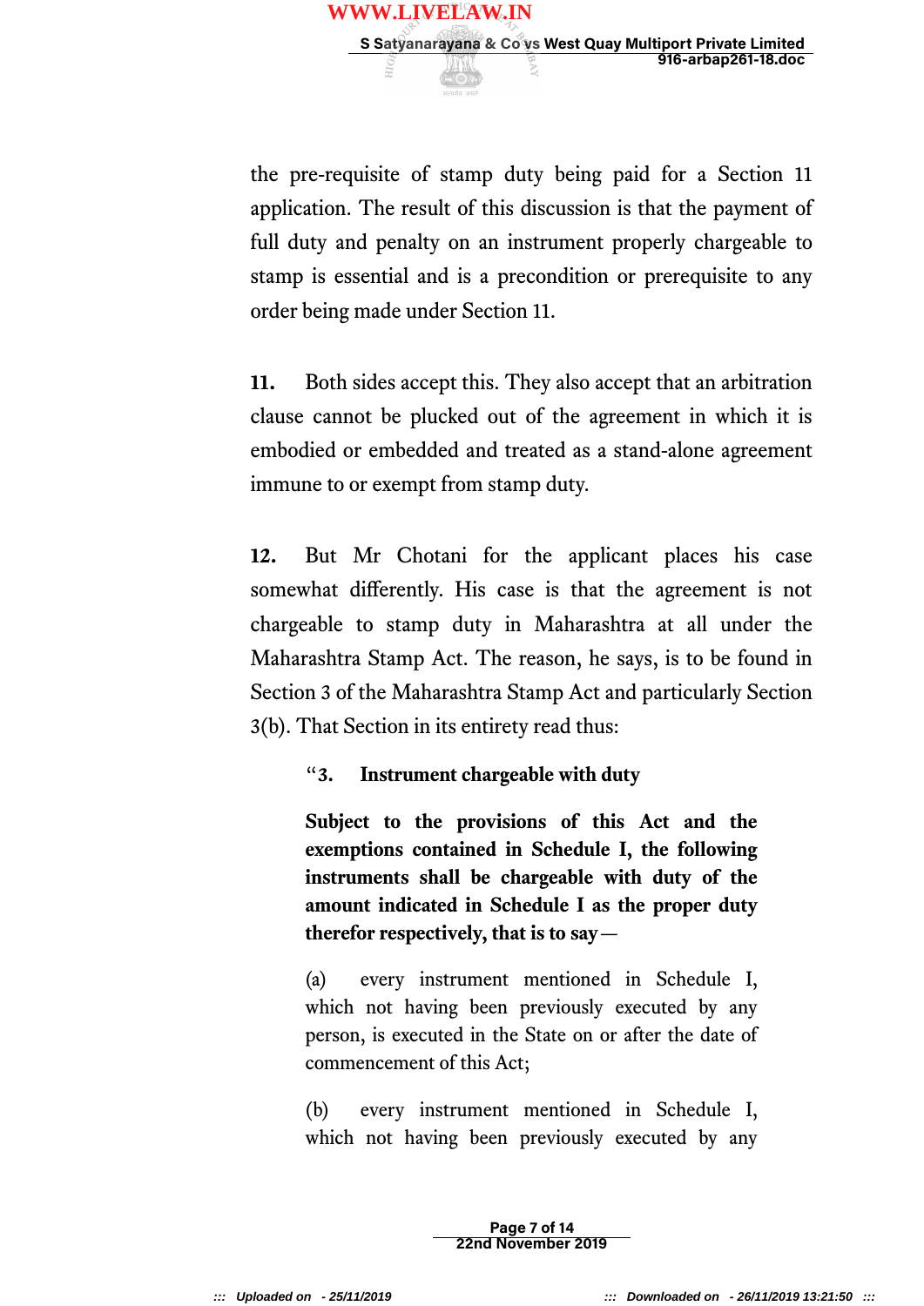the pre-requisite of stamp duty being paid for a Section 11 application. The result of this discussion is that the payment of full duty and penalty on an instrument properly chargeable to stamp is essential and is a precondition or prerequisite to any order being made under Section 11.

**11.** Both sides accept this. They also accept that an arbitration clause cannot be plucked out of the agreement in which it is embodied or embedded and treated as a stand-alone agreement immune to or exempt from stamp duty.

**12.** But Mr Chotani for the applicant places his case somewhat differently. His case is that the agreement is not chargeable to stamp duty in Maharashtra at all under the Maharashtra Stamp Act. The reason, he says, is to be found in Section 3 of the Maharashtra Stamp Act and particularly Section 3(b). That Section in its entirety read thus:

> "**3. Instrument chargeable with duty**
>
> **Subject to the provisions of this Act and the exemptions contained in Schedule I, the following instruments shall be chargeable with duty of the amount indicated in Schedule I as the proper duty therefor respectively, that is to say—**
>
> (a) every instrument mentioned in Schedule I, which not having been previously executed by any person, is executed in the State on or after the date of commencement of this Act;
>
> (b) every instrument mentioned in Schedule I, which not having been previously executed by any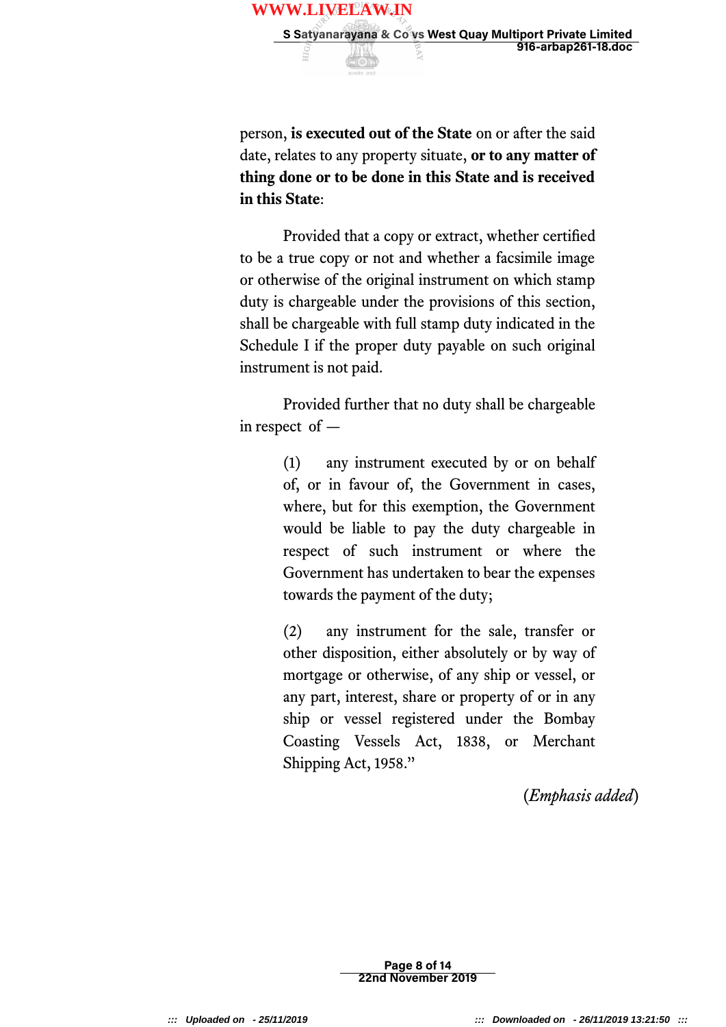person, **is executed out of the State** on or after the said date, relates to any property situate, **or to any matter of thing done or to be done in this State and is received in this State**:

Provided that a copy or extract, whether certified to be a true copy or not and whether a facsimile image or otherwise of the original instrument on which stamp duty is chargeable under the provisions of this section, shall be chargeable with full stamp duty indicated in the Schedule I if the proper duty payable on such original instrument is not paid.

Provided further that no duty shall be chargeable in respect of —

> (1) any instrument executed by or on behalf of, or in favour of, the Government in cases, where, but for this exemption, the Government would be liable to pay the duty chargeable in respect of such instrument or where the Government has undertaken to bear the expenses towards the payment of the duty;
>
> (2) any instrument for the sale, transfer or other disposition, either absolutely or by way of mortgage or otherwise, of any ship or vessel, or any part, interest, share or property of or in any ship or vessel registered under the Bombay Coasting Vessels Act, 1838, or Merchant Shipping Act, 1958."

(*Emphasis added*)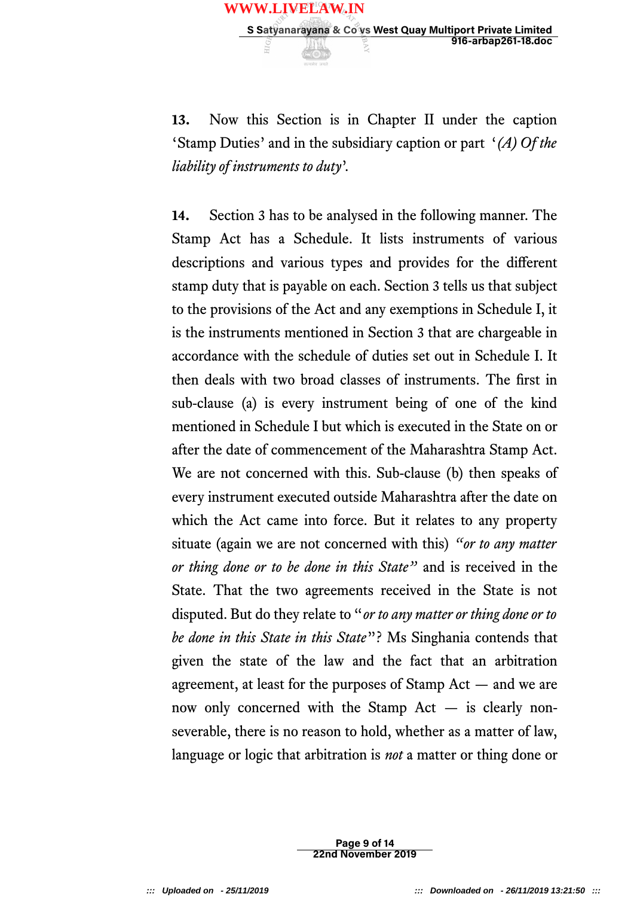**13.** Now this Section is in Chapter II under the caption 'Stamp Duties' and in the subsidiary caption or part '*(A) Of the liability of instruments to duty*'.

**14.** Section 3 has to be analysed in the following manner. The Stamp Act has a Schedule. It lists instruments of various descriptions and various types and provides for the different stamp duty that is payable on each. Section 3 tells us that subject to the provisions of the Act and any exemptions in Schedule I, it is the instruments mentioned in Section 3 that are chargeable in accordance with the schedule of duties set out in Schedule I. It then deals with two broad classes of instruments. The first in sub-clause (a) is every instrument being of one of the kind mentioned in Schedule I but which is executed in the State on or after the date of commencement of the Maharashtra Stamp Act. We are not concerned with this. Sub-clause (b) then speaks of every instrument executed outside Maharashtra after the date on which the Act came into force. But it relates to any property situate (again we are not concerned with this) *"or to any matter or thing done or to be done in this State"* and is received in the State. That the two agreements received in the State is not disputed. But do they relate to "*or to any matter or thing done or to be done in this State in this State*"? Ms Singhania contends that given the state of the law and the fact that an arbitration agreement, at least for the purposes of Stamp Act — and we are now only concerned with the Stamp Act — is clearly non-severable, there is no reason to hold, whether as a matter of law, language or logic that arbitration is *not* a matter or thing done or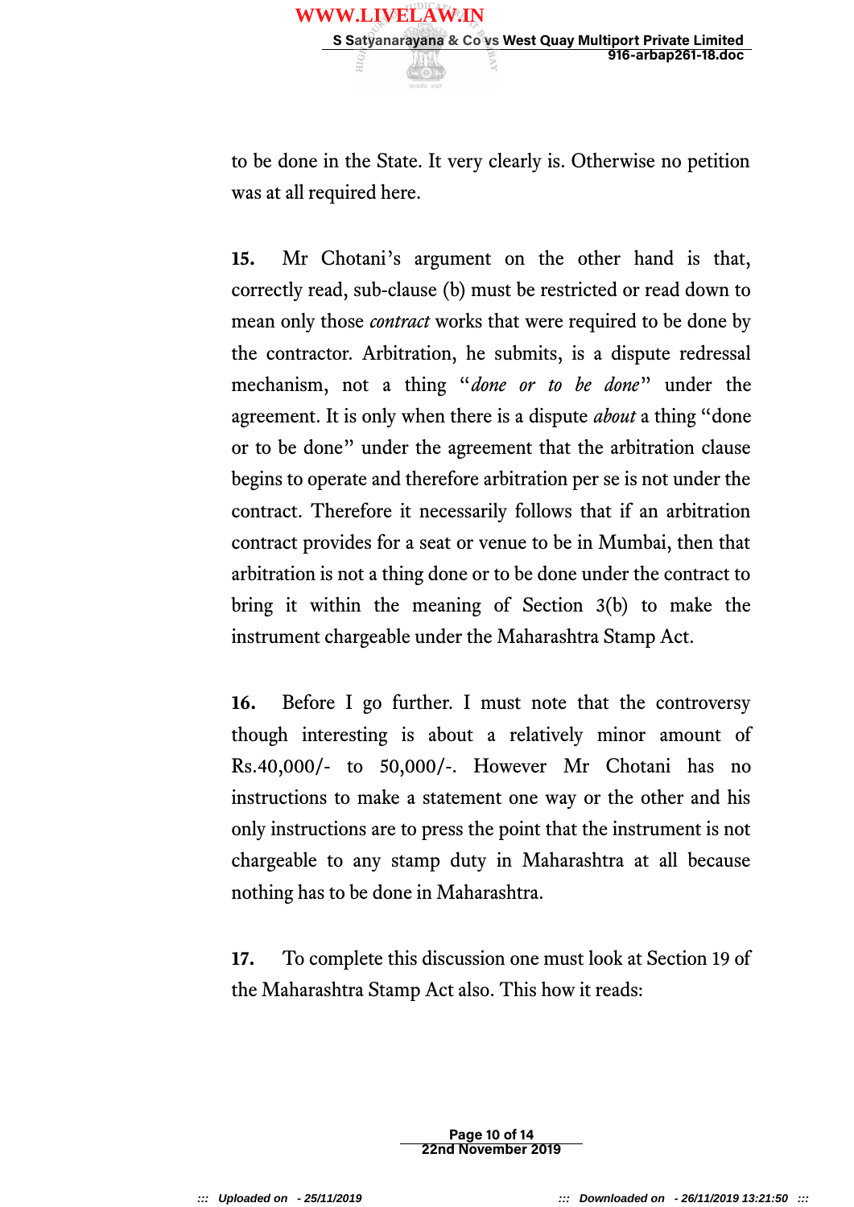to be done in the State. It very clearly is. Otherwise no petition was at all required here.

**15.** Mr Chotani's argument on the other hand is that, correctly read, sub-clause (b) must be restricted or read down to mean only those *contract* works that were required to be done by the contractor. Arbitration, he submits, is a dispute redressal mechanism, not a thing "*done or to be done*" under the agreement. It is only when there is a dispute *about* a thing "done or to be done" under the agreement that the arbitration clause begins to operate and therefore arbitration per se is not under the contract. Therefore it necessarily follows that if an arbitration contract provides for a seat or venue to be in Mumbai, then that arbitration is not a thing done or to be done under the contract to bring it within the meaning of Section 3(b) to make the instrument chargeable under the Maharashtra Stamp Act.

**16.** Before I go further. I must note that the controversy though interesting is about a relatively minor amount of Rs.40,000/- to 50,000/-. However Mr Chotani has no instructions to make a statement one way or the other and his only instructions are to press the point that the instrument is not chargeable to any stamp duty in Maharashtra at all because nothing has to be done in Maharashtra.

**17.** To complete this discussion one must look at Section 19 of the Maharashtra Stamp Act also. This how it reads: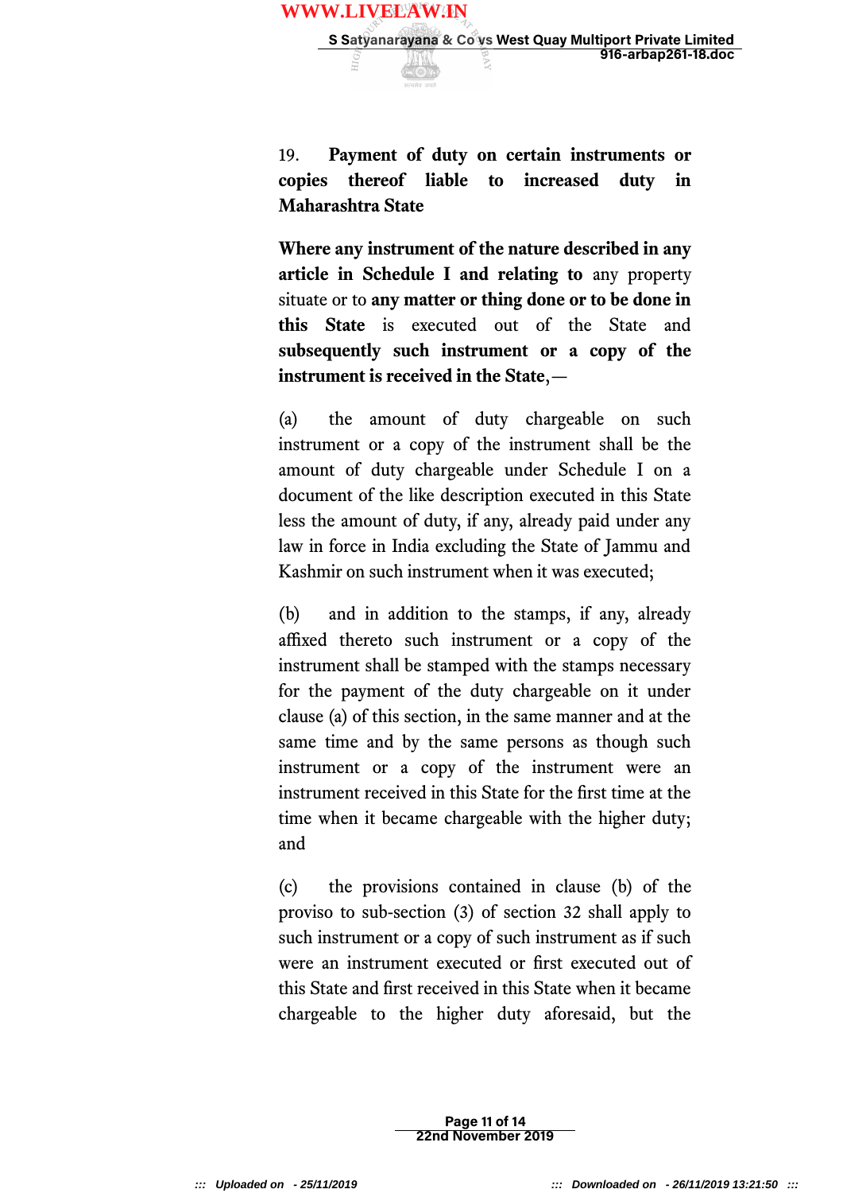19. **Payment of duty on certain instruments or copies thereof liable to increased duty in Maharashtra State**

**Where any instrument of the nature described in any article in Schedule I and relating to** any property situate or to **any matter or thing done or to be done in this State** is executed out of the State and **subsequently such instrument or a copy of the instrument is received in the State,—**

(a) the amount of duty chargeable on such instrument or a copy of the instrument shall be the amount of duty chargeable under Schedule I on a document of the like description executed in this State less the amount of duty, if any, already paid under any law in force in India excluding the State of Jammu and Kashmir on such instrument when it was executed;

(b) and in addition to the stamps, if any, already affixed thereto such instrument or a copy of the instrument shall be stamped with the stamps necessary for the payment of the duty chargeable on it under clause (a) of this section, in the same manner and at the same time and by the same persons as though such instrument or a copy of the instrument were an instrument received in this State for the first time at the time when it became chargeable with the higher duty; and

(c) the provisions contained in clause (b) of the proviso to sub-section (3) of section 32 shall apply to such instrument or a copy of such instrument as if such were an instrument executed or first executed out of this State and first received in this State when it became chargeable to the higher duty aforesaid, but the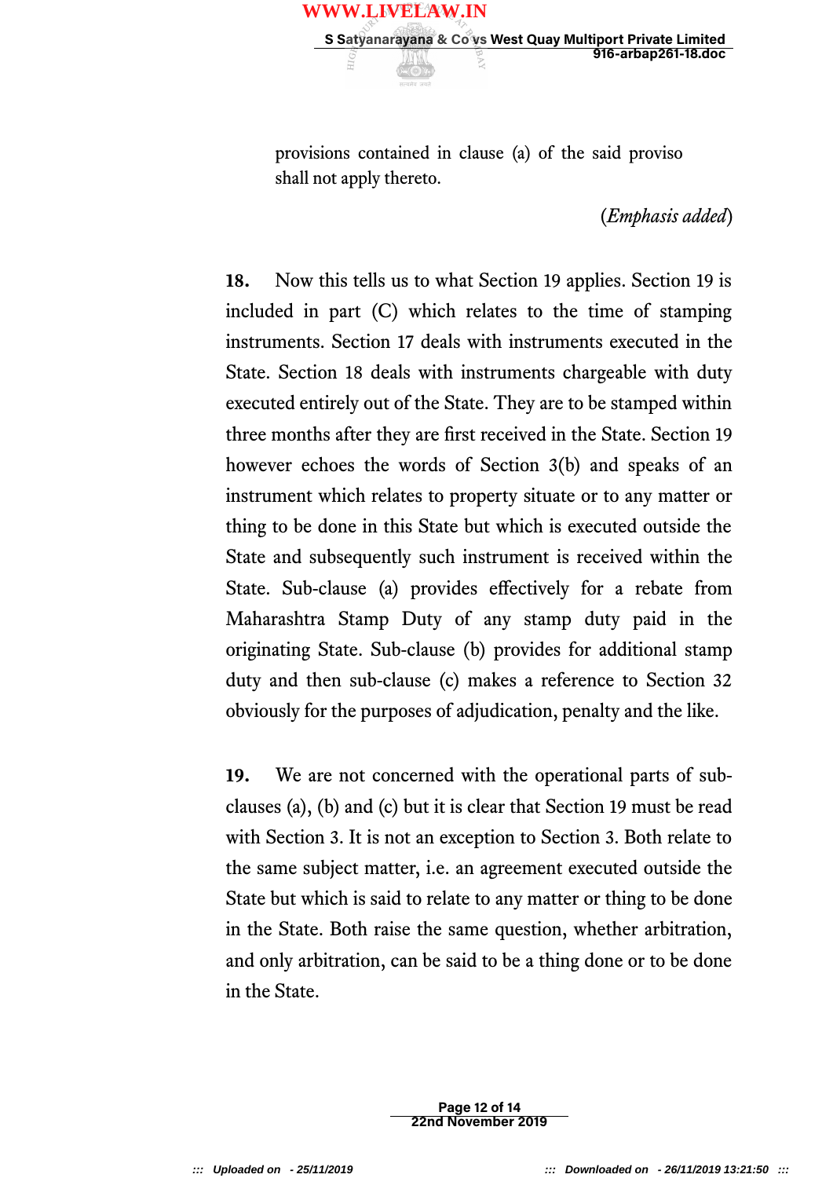provisions contained in clause (a) of the said proviso shall not apply thereto.

(*Emphasis added*)

**18.** Now this tells us to what Section 19 applies. Section 19 is included in part (C) which relates to the time of stamping instruments. Section 17 deals with instruments executed in the State. Section 18 deals with instruments chargeable with duty executed entirely out of the State. They are to be stamped within three months after they are first received in the State. Section 19 however echoes the words of Section 3(b) and speaks of an instrument which relates to property situate or to any matter or thing to be done in this State but which is executed outside the State and subsequently such instrument is received within the State. Sub-clause (a) provides effectively for a rebate from Maharashtra Stamp Duty of any stamp duty paid in the originating State. Sub-clause (b) provides for additional stamp duty and then sub-clause (c) makes a reference to Section 32 obviously for the purposes of adjudication, penalty and the like.

**19.** We are not concerned with the operational parts of sub-clauses (a), (b) and (c) but it is clear that Section 19 must be read with Section 3. It is not an exception to Section 3. Both relate to the same subject matter, i.e. an agreement executed outside the State but which is said to relate to any matter or thing to be done in the State. Both raise the same question, whether arbitration, and only arbitration, can be said to be a thing done or to be done in the State.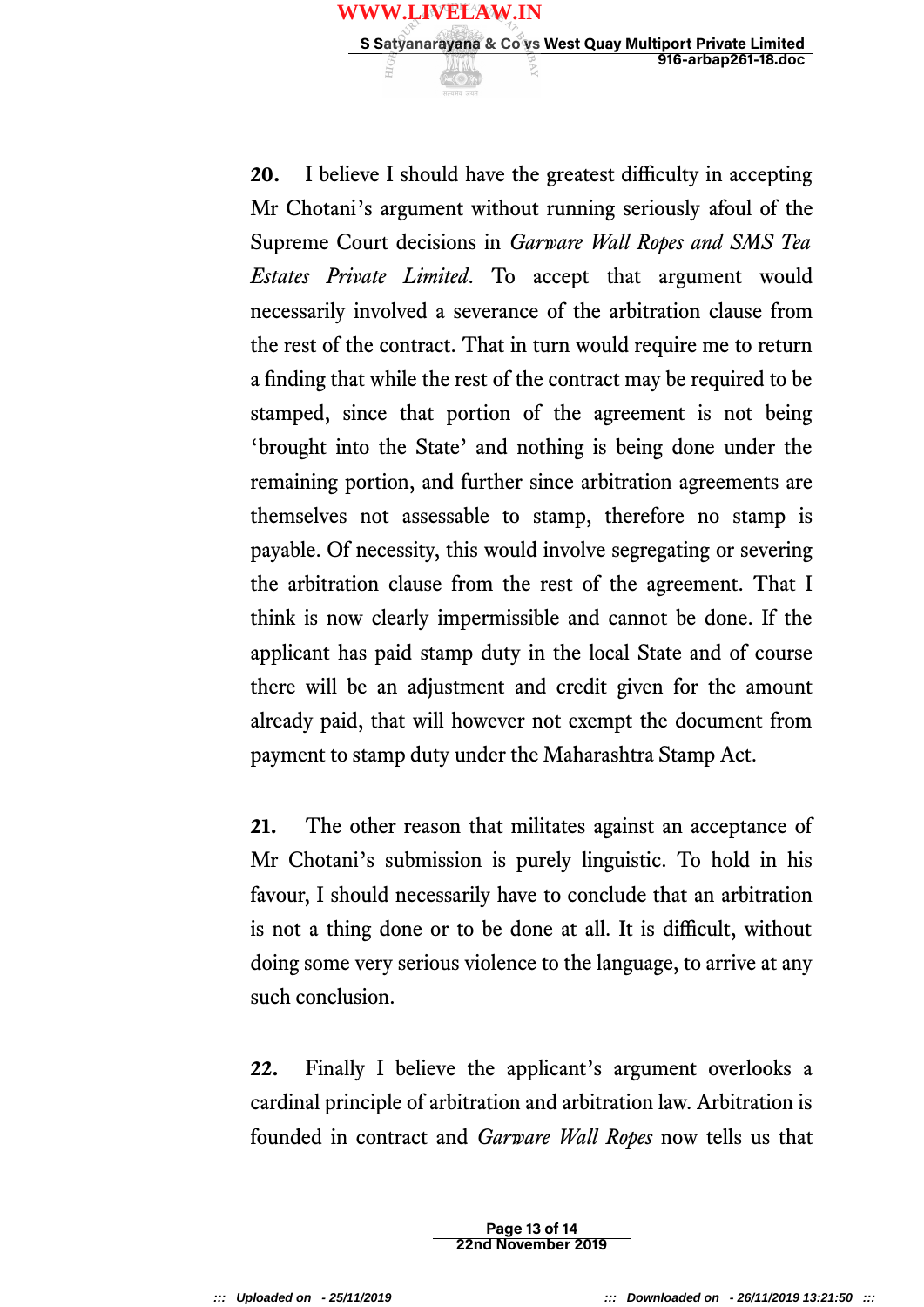**20.** I believe I should have the greatest difficulty in accepting Mr Chotani's argument without running seriously afoul of the Supreme Court decisions in *Garware Wall Ropes and SMS Tea Estates Private Limited*. To accept that argument would necessarily involved a severance of the arbitration clause from the rest of the contract. That in turn would require me to return a finding that while the rest of the contract may be required to be stamped, since that portion of the agreement is not being 'brought into the State' and nothing is being done under the remaining portion, and further since arbitration agreements are themselves not assessable to stamp, therefore no stamp is payable. Of necessity, this would involve segregating or severing the arbitration clause from the rest of the agreement. That I think is now clearly impermissible and cannot be done. If the applicant has paid stamp duty in the local State and of course there will be an adjustment and credit given for the amount already paid, that will however not exempt the document from payment to stamp duty under the Maharashtra Stamp Act.

**21.** The other reason that militates against an acceptance of Mr Chotani's submission is purely linguistic. To hold in his favour, I should necessarily have to conclude that an arbitration is not a thing done or to be done at all. It is difficult, without doing some very serious violence to the language, to arrive at any such conclusion.

**22.** Finally I believe the applicant's argument overlooks a cardinal principle of arbitration and arbitration law. Arbitration is founded in contract and *Garware Wall Ropes* now tells us that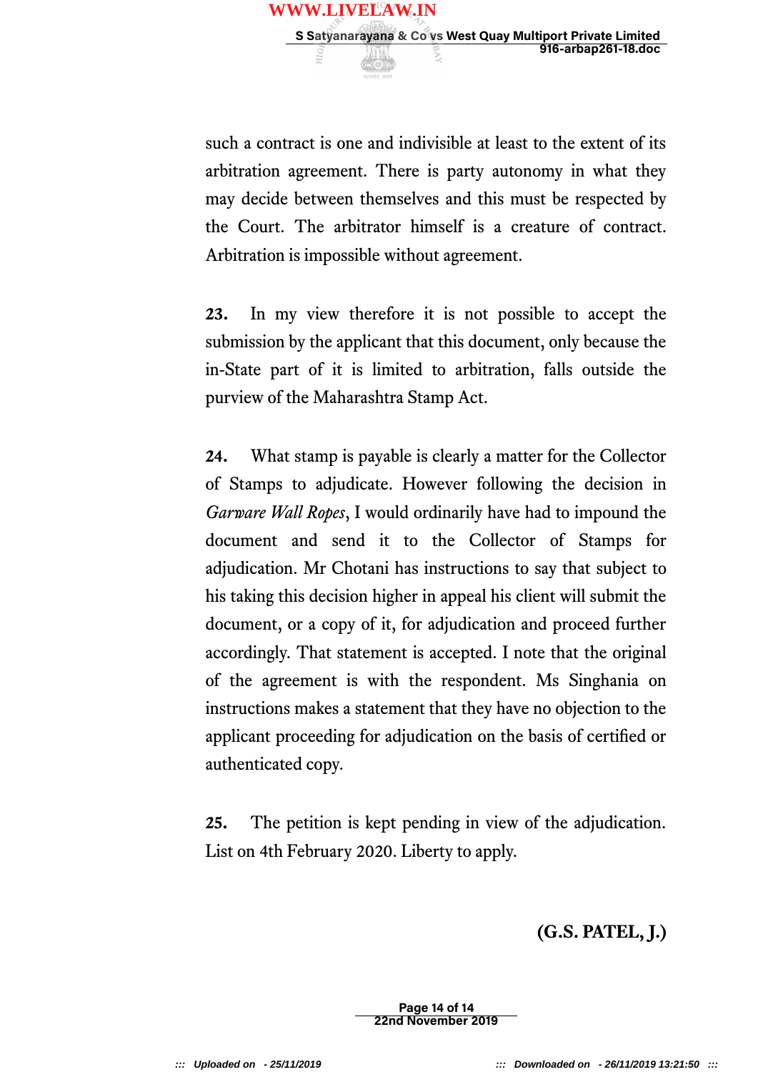such a contract is one and indivisible at least to the extent of its arbitration agreement. There is party autonomy in what they may decide between themselves and this must be respected by the Court. The arbitrator himself is a creature of contract. Arbitration is impossible without agreement.

**23.** In my view therefore it is not possible to accept the submission by the applicant that this document, only because the in-State part of it is limited to arbitration, falls outside the purview of the Maharashtra Stamp Act.

**24.** What stamp is payable is clearly a matter for the Collector of Stamps to adjudicate. However following the decision in *Garware Wall Ropes*, I would ordinarily have had to impound the document and send it to the Collector of Stamps for adjudication. Mr Chotani has instructions to say that subject to his taking this decision higher in appeal his client will submit the document, or a copy of it, for adjudication and proceed further accordingly. That statement is accepted. I note that the original of the agreement is with the respondent. Ms Singhania on instructions makes a statement that they have no objection to the applicant proceeding for adjudication on the basis of certified or authenticated copy.

**25.** The petition is kept pending in view of the adjudication. List on 4th February 2020. Liberty to apply.

**(G.S. PATEL, J.)**